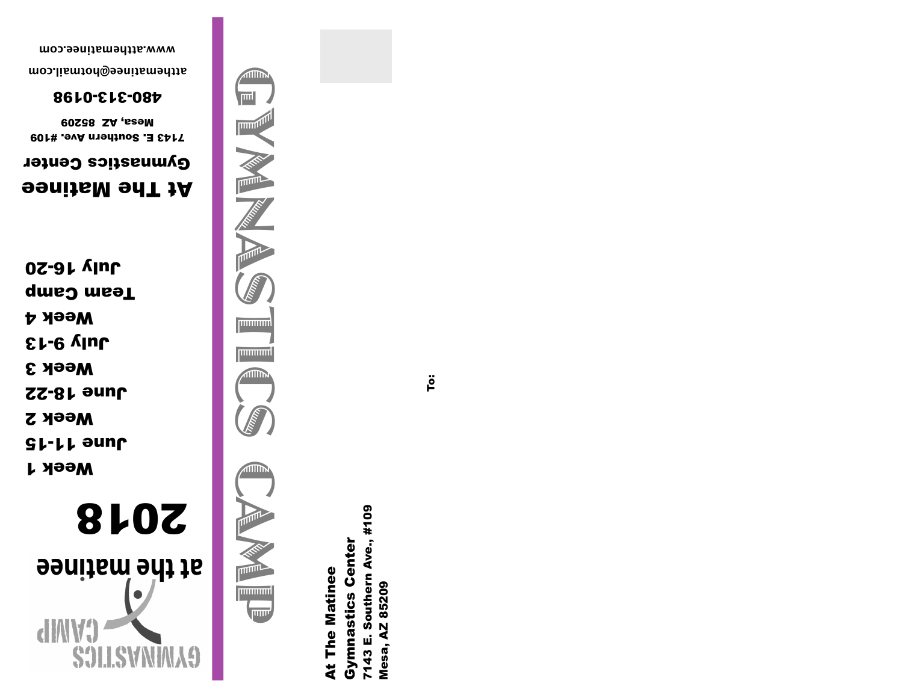# GYMNASTICS CAMP

at the matinee

# 2018

**Week 1**
**June 11-15**

**Week 2**
**June 18-22**

**Week 3**
**July 9-13**

**Week 4**
**Team Camp**
**July 16-20**

## At The Matinee

**Gymnastics Center**

**7143 E. Southern Ave. #109**
**Mesa, AZ 85209**

**480-313-0198**

atthematinee@hotmail.com

www.atthematinee.com

**At The Matinee**
**Gymnastics Center**
**7143 E. Southern Ave., #109**
**Mesa, AZ 85209**

**To:**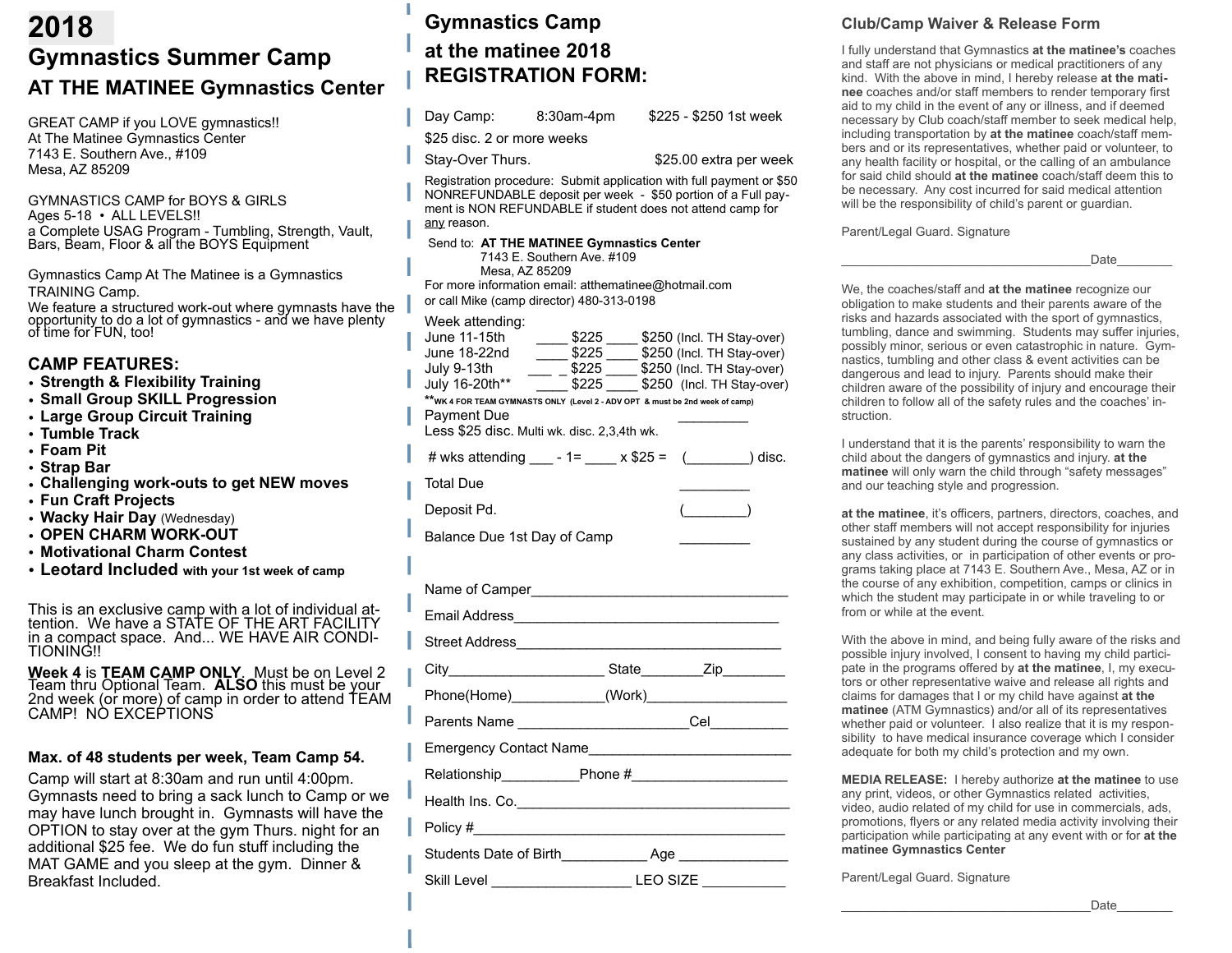# 2018

## Gymnastics Summer Camp

### AT THE MATINEE Gymnastics Center

GREAT CAMP if you LOVE gymnastics!!
At The Matinee Gymnastics Center
7143 E. Southern Ave., #109
Mesa, AZ 85209

GYMNASTICS CAMP for BOYS & GIRLS
Ages 5-18 • ALL LEVELS!!
a Complete USAG Program - Tumbling, Strength, Vault, Bars, Beam, Floor & all the BOYS Equipment

Gymnastics Camp At The Matinee is a Gymnastics TRAINING Camp.
We feature a structured work-out where gymnasts have the opportunity to do a lot of gymnastics - and we have plenty of time for FUN, too!

### CAMP FEATURES:

- **Strength & Flexibility Training**
- **Small Group SKILL Progression**
- **Large Group Circuit Training**
- **Tumble Track**
- **Foam Pit**
- **Strap Bar**
- **Challenging work-outs to get NEW moves**
- **Fun Craft Projects**
- **Wacky Hair Day** (Wednesday)
- **OPEN CHARM WORK-OUT**
- **Motivational Charm Contest**
- **Leotard Included with your 1st week of camp**

This is an exclusive camp with a lot of individual attention. We have a STATE OF THE ART FACILITY in a compact space. And... WE HAVE AIR CONDITIONING!!

**Week 4** is **TEAM CAMP ONLY**. Must be on Level 2 Team thru Optional Team. **ALSO** this must be your 2nd week (or more) of camp in order to attend TEAM CAMP! NO EXCEPTIONS

**Max. of 48 students per week, Team Camp 54.**

Camp will start at 8:30am and run until 4:00pm. Gymnasts need to bring a sack lunch to Camp or we may have lunch brought in. Gymnasts will have the OPTION to stay over at the gym Thurs. night for an additional $25 fee. We do fun stuff including the MAT GAME and you sleep at the gym. Dinner & Breakfast Included.

## Gymnastics Camp at the matinee 2018 REGISTRATION FORM:

Day Camp: 8:30am-4pm $225 - $250 1st week

$25 disc. 2 or more weeks

Stay-Over Thurs. $25.00 extra per week

Registration procedure: Submit application with full payment or $50 NONREFUNDABLE deposit per week - $50 portion of a Full payment is NON REFUNDABLE if student does not attend camp for any reason.

Send to: **AT THE MATINEE Gymnastics Center**
7143 E. Southern Ave. #109
Mesa, AZ 85209

For more information email: atthematinee@hotmail.com
or call Mike (camp director) 480-313-0198

Week attending:

June 11-15th ____ $225 ____ $250 (Incl. TH Stay-over)
June 18-22nd ____ $225 ____ $250 (Incl. TH Stay-over)
July 9-13th ____ $225 ____ $250 (Incl. TH Stay-over)
July 16-20th** ____ $225 ____ $250 (Incl. TH Stay-over)

**WK 4 FOR TEAM GYMNASTS ONLY (Level 2 - ADV OPT & must be 2nd week of camp)

Payment Due _________
Less $25 disc. Multi wk. disc. 2,3,4th wk.

# wks attending ___ - 1= ____ x $25 = (________) disc.

Total Due _________

Deposit Pd. (________)

Balance Due 1st Day of Camp _________

Name of Camper________________________________

Email Address__________________________________

Street Address__________________________________

City___________________ State________Zip________

Phone(Home)____________(Work)__________________

Parents Name ______________________Cel__________

Emergency Contact Name__________________________

Relationship__________Phone #____________________

Health Ins. Co.__________________________________

Policy #________________________________________

Students Date of Birth___________ Age ______________

Skill Level __________________ LEO SIZE ___________

## Club/Camp Waiver & Release Form

I fully understand that Gymnastics **at the matinee's** coaches and staff are not physicians or medical practitioners of any kind. With the above in mind, I hereby release **at the matinee** coaches and/or staff members to render temporary first aid to my child in the event of any or illness, and if deemed necessary by Club coach/staff member to seek medical help, including transportation by **at the matinee** coach/staff members and or its representatives, whether paid or volunteer, to any health facility or hospital, or the calling of an ambulance for said child should **at the matinee** coach/staff deem this to be necessary. Any cost incurred for said medical attention will be the responsibility of child's parent or guardian.

Parent/Legal Guard. Signature

___________________________________Date________

We, the coaches/staff and **at the matinee** recognize our obligation to make students and their parents aware of the risks and hazards associated with the sport of gymnastics, tumbling, dance and swimming. Students may suffer injuries, possibly minor, serious or even catastrophic in nature. Gymnastics, tumbling and other class & event activities can be dangerous and lead to injury. Parents should make their children aware of the possibility of injury and encourage their children to follow all of the safety rules and the coaches' instruction.

I understand that it is the parents' responsibility to warn the child about the dangers of gymnastics and injury. **at the matinee** will only warn the child through "safety messages" and our teaching style and progression.

**at the matinee**, it's officers, partners, directors, coaches, and other staff members will not accept responsibility for injuries sustained by any student during the course of gymnastics or any class activities, or in participation of other events or programs taking place at 7143 E. Southern Ave., Mesa, AZ or in the course of any exhibition, competition, camps or clinics in which the student may participate in or while traveling to or from or while at the event.

With the above in mind, and being fully aware of the risks and possible injury involved, I consent to having my child participate in the programs offered by **at the matinee**, I, my executors or other representative waive and release all rights and claims for damages that I or my child have against **at the matinee** (ATM Gymnastics) and/or all of its representatives whether paid or volunteer. I also realize that it is my responsibility to have medical insurance coverage which I consider adequate for both my child's protection and my own.

**MEDIA RELEASE:** I hereby authorize **at the matinee** to use any print, videos, or other Gymnastics related activities, video, audio related of my child for use in commercials, ads, promotions, flyers or any related media activity involving their participation while participating at any event with or for **at the matinee Gymnastics Center**

Parent/Legal Guard. Signature

___________________________________Date________